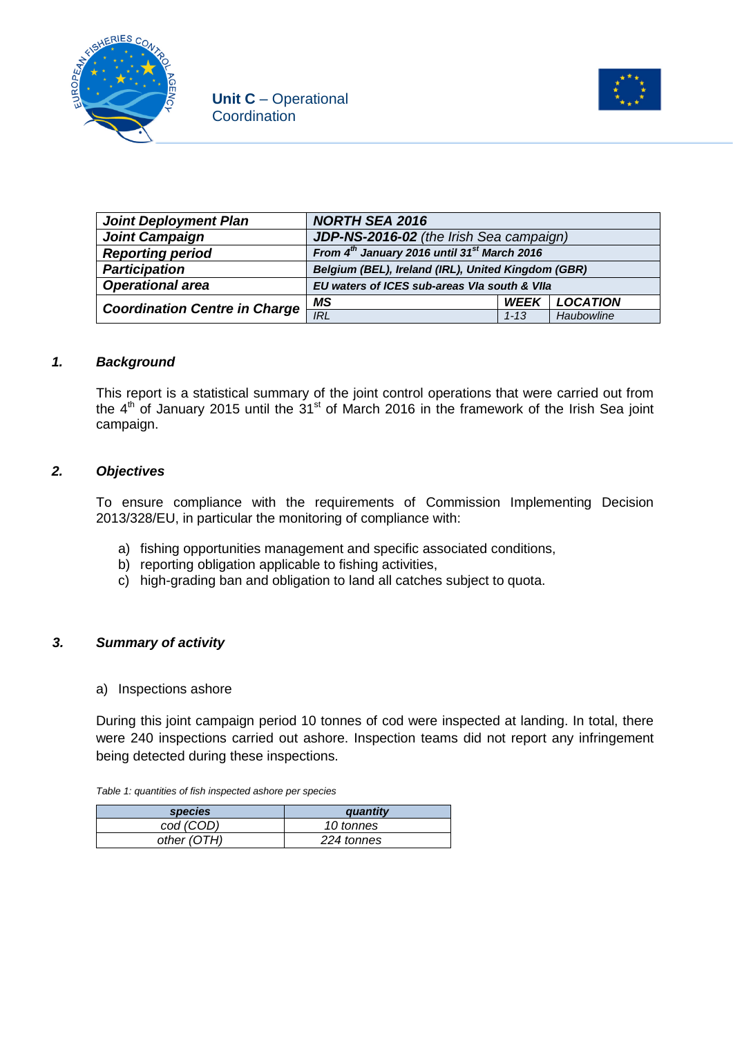Unit C – Operational Coordination

| **Joint Deployment Plan** | ***NORTH SEA 2016*** | | |
|---|---|---|---|
| ***Joint Campaign*** | ***JDP-NS-2016-02*** *(the Irish Sea campaign)* | | |
| ***Reporting period*** | ***From 4th January 2016 until 31st March 2016*** | | |
| ***Participation*** | ***Belgium (BEL), Ireland (IRL), United Kingdom (GBR)*** | | |
| ***Operational area*** | ***EU waters of ICES sub-areas VIa south & VIIa*** | | |
| ***Coordination Centre in Charge*** | ***MS*** | ***WEEK*** | ***LOCATION*** |
| | *IRL* | *1-13* | *Haubowline* |

### *1. Background*

This report is a statistical summary of the joint control operations that were carried out from the 4th of January 2015 until the 31st of March 2016 in the framework of the Irish Sea joint campaign.

### *2. Objectives*

To ensure compliance with the requirements of Commission Implementing Decision 2013/328/EU, in particular the monitoring of compliance with:

a) fishing opportunities management and specific associated conditions,
b) reporting obligation applicable to fishing activities,
c) high-grading ban and obligation to land all catches subject to quota.

### *3. Summary of activity*

a) Inspections ashore

During this joint campaign period 10 tonnes of cod were inspected at landing. In total, there were 240 inspections carried out ashore. Inspection teams did not report any infringement being detected during these inspections.

*Table 1: quantities of fish inspected ashore per species*

| ***species*** | ***quantity*** |
|---|---|
| *cod (COD)* | *10 tonnes* |
| *other (OTH)* | *224 tonnes* |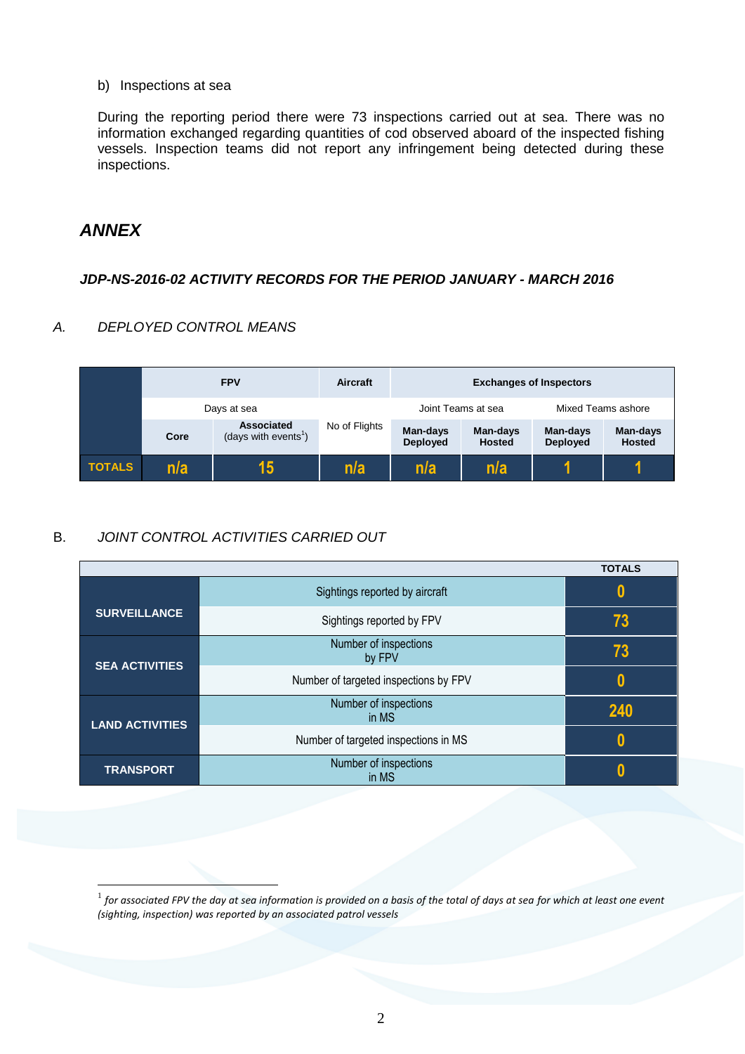b) Inspections at sea

During the reporting period there were 73 inspections carried out at sea. There was no information exchanged regarding quantities of cod observed aboard of the inspected fishing vessels. Inspection teams did not report any infringement being detected during these inspections.

## ANNEX

### JDP-NS-2016-02 ACTIVITY RECORDS FOR THE PERIOD JANUARY - MARCH 2016

*A. DEPLOYED CONTROL MEANS*

| | FPV | | Aircraft | Exchanges of Inspectors | | | |
|---|---|---|---|---|---|---|---|
| | Days at sea | | | Joint Teams at sea | | Mixed Teams ashore | |
| | Core | Associated (days with events[1]) | No of Flights | Man-days Deployed | Man-days Hosted | Man-days Deployed | Man-days Hosted |
| **TOTALS** | n/a | 15 | n/a | n/a | n/a | 1 | 1 |

*B. JOINT CONTROL ACTIVITIES CARRIED OUT*

| | | TOTALS |
|---|---|---|
| **SURVEILLANCE** | Sightings reported by aircraft | 0 |
| | Sightings reported by FPV | 73 |
| **SEA ACTIVITIES** | Number of inspections by FPV | 73 |
| | Number of targeted inspections by FPV | 0 |
| **LAND ACTIVITIES** | Number of inspections in MS | 240 |
| | Number of targeted inspections in MS | 0 |
| **TRANSPORT** | Number of inspections in MS | 0 |

[1] *for associated FPV the day at sea information is provided on a basis of the total of days at sea for which at least one event (sighting, inspection) was reported by an associated patrol vessels*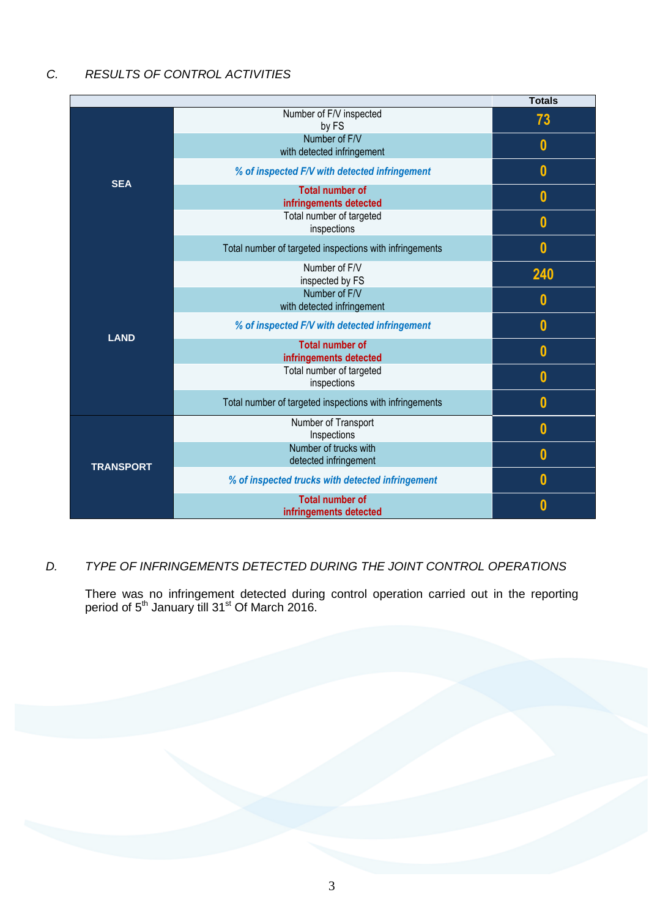## C. RESULTS OF CONTROL ACTIVITIES

| | | Totals |
|---|---|---|
| SEA | Number of F/V inspected by FS | 73 |
| | Number of F/V with detected infringement | 0 |
| | *% of inspected F/V with detected infringement* | 0 |
| | **Total number of infringements detected** | 0 |
| | Total number of targeted inspections | 0 |
| | Total number of targeted inspections with infringements | 0 |
| LAND | Number of F/V inspected by FS | 240 |
| | Number of F/V with detected infringement | 0 |
| | *% of inspected F/V with detected infringement* | 0 |
| | **Total number of infringements detected** | 0 |
| | Total number of targeted inspections | 0 |
| | Total number of targeted inspections with infringements | 0 |
| TRANSPORT | Number of Transport Inspections | 0 |
| | Number of trucks with detected infringement | 0 |
| | *% of inspected trucks with detected infringement* | 0 |
| | **Total number of infringements detected** | 0 |

## D. TYPE OF INFRINGEMENTS DETECTED DURING THE JOINT CONTROL OPERATIONS

There was no infringement detected during control operation carried out in the reporting period of 5th January till 31st Of March 2016.